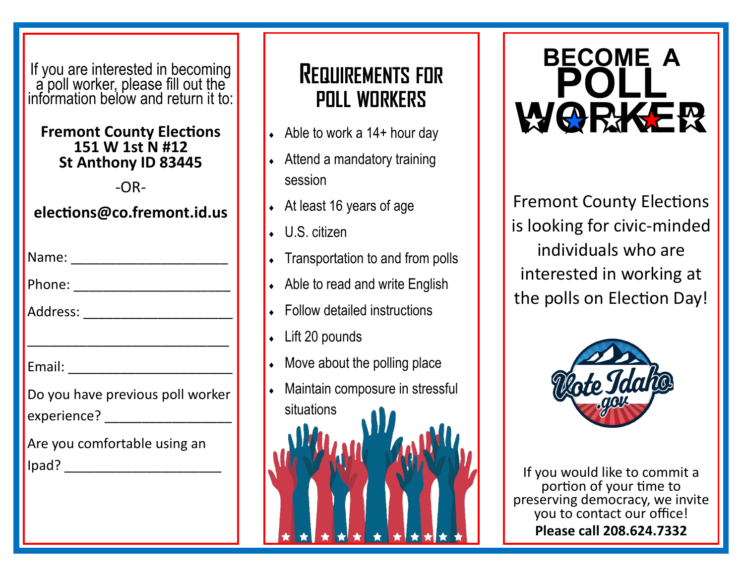If you are interested in becoming a poll worker, please fill out the information below and return it to:

**Fremont County Elections**
**151 W 1st N #12**
**St Anthony ID 83445**

-OR-

**elections@co.fremont.id.us**

Name: ______________________

Phone: ______________________

Address: ____________________

____________________________

Email: ______________________

Do you have previous poll worker experience? _________________

Are you comfortable using an Ipad? _____________________

# Requirements for Poll Workers

- Able to work a 14+ hour day
- Attend a mandatory training session
- At least 16 years of age
- U.S. citizen
- Transportation to and from polls
- Able to read and write English
- Follow detailed instructions
- Lift 20 pounds
- Move about the polling place
- Maintain composure in stressful situations

# BECOME A POLL WORKER

Fremont County Elections is looking for civic-minded individuals who are interested in working at the polls on Election Day!

VoteIdaho.gov

If you would like to commit a portion of your time to preserving democracy, we invite you to contact our office!

**Please call 208.624.7332**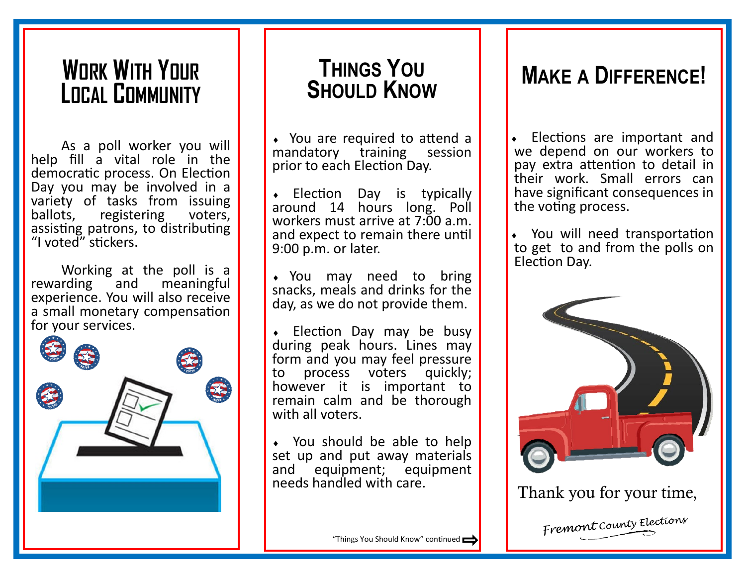## Work With Your Local Community

As a poll worker you will help fill a vital role in the democratic process. On Election Day you may be involved in a variety of tasks from issuing ballots, registering voters, assisting patrons, to distributing “I voted” stickers.

Working at the poll is a rewarding and meaningful experience. You will also receive a small monetary compensation for your services.

## Things You Should Know

- You are required to attend a mandatory training session prior to each Election Day.
- Election Day is typically around 14 hours long. Poll workers must arrive at 7:00 a.m. and expect to remain there until 9:00 p.m. or later.
- You may need to bring snacks, meals and drinks for the day, as we do not provide them.
- Election Day may be busy during peak hours. Lines may form and you may feel pressure to process voters quickly; however it is important to remain calm and be thorough with all voters.
- You should be able to help set up and put away materials and equipment; equipment needs handled with care.

“Things You Should Know” continued ⇨

## Make a Difference!

- Elections are important and we depend on our workers to pay extra attention to detail in their work. Small errors can have significant consequences in the voting process.
- You will need transportation to get to and from the polls on Election Day.

Thank you for your time,

*Fremont County Elections*